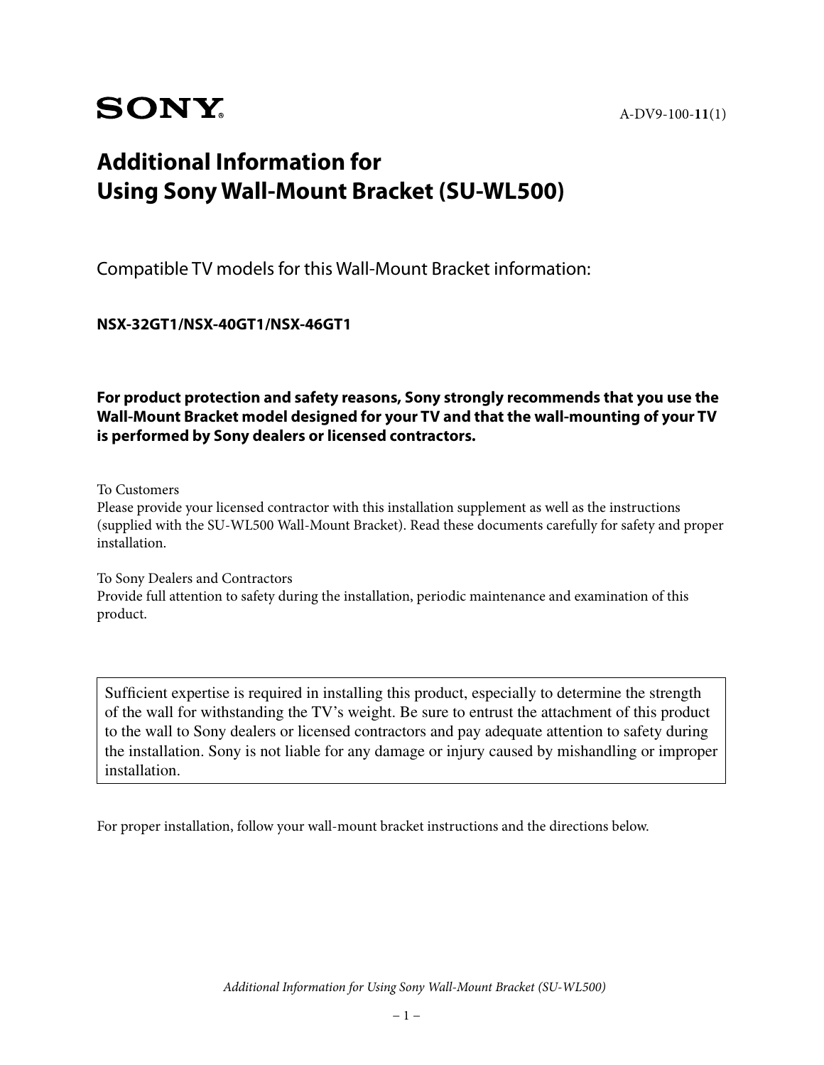**SONY**

A-DV9-100-**11**(1)

# Additional Information for Using Sony Wall-Mount Bracket (SU-WL500)

## Compatible TV models for this Wall-Mount Bracket information:

**NSX-32GT1/NSX-40GT1/NSX-46GT1**

**For product protection and safety reasons, Sony strongly recommends that you use the Wall-Mount Bracket model designed for your TV and that the wall-mounting of your TV is performed by Sony dealers or licensed contractors.**

To Customers
Please provide your licensed contractor with this installation supplement as well as the instructions (supplied with the SU-WL500 Wall-Mount Bracket). Read these documents carefully for safety and proper installation.

To Sony Dealers and Contractors
Provide full attention to safety during the installation, periodic maintenance and examination of this product.

> Sufficient expertise is required in installing this product, especially to determine the strength of the wall for withstanding the TV's weight. Be sure to entrust the attachment of this product to the wall to Sony dealers or licensed contractors and pay adequate attention to safety during the installation. Sony is not liable for any damage or injury caused by mishandling or improper installation.

For proper installation, follow your wall-mount bracket instructions and the directions below.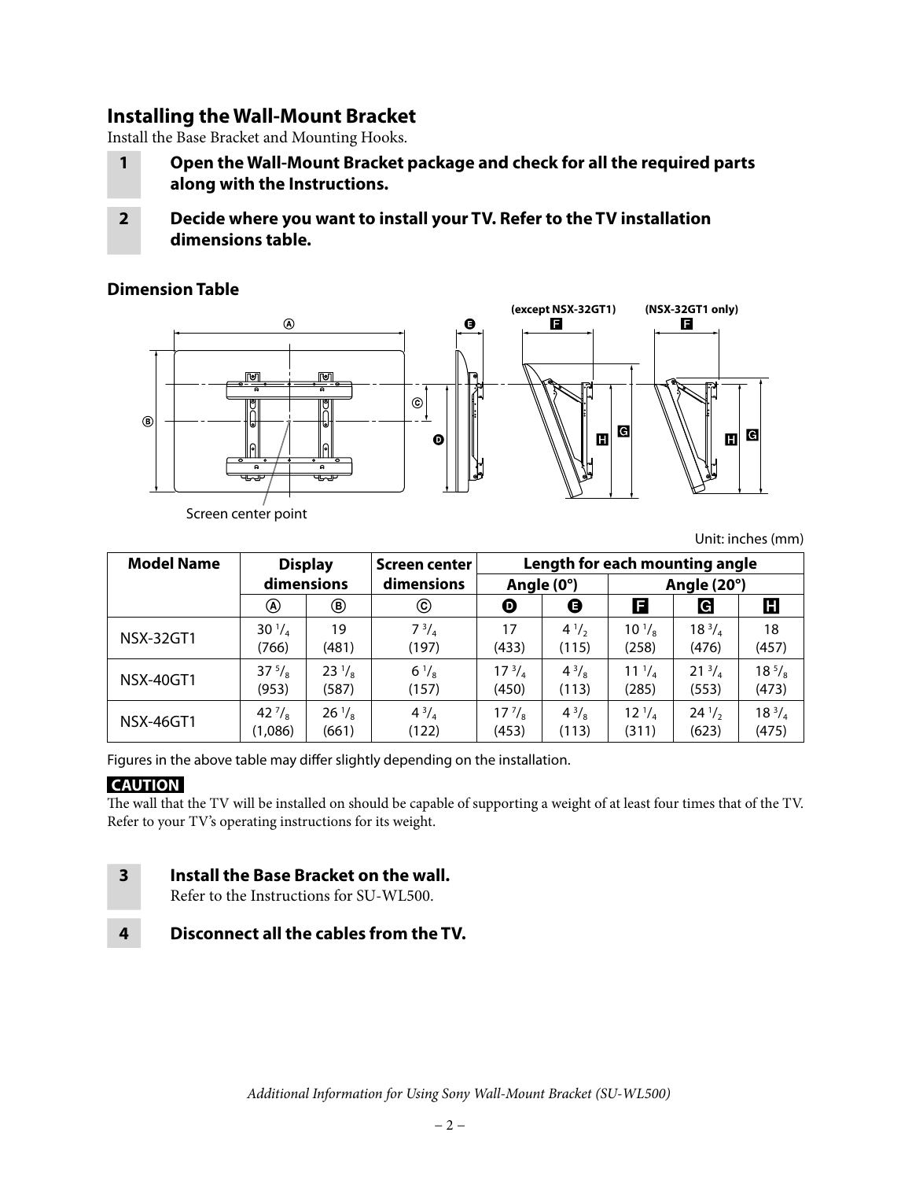## Installing the Wall-Mount Bracket

Install the Base Bracket and Mounting Hooks.

**1** **Open the Wall-Mount Bracket package and check for all the required parts along with the Instructions.**

**2** **Decide where you want to install your TV. Refer to the TV installation dimensions table.**

### Dimension Table

(except NSX-32GT1) F (NSX-32GT1 only) F

Screen center point

Unit: inches (mm)

| Model Name | Display dimensions | | Screen center dimensions | Length for each mounting angle | | | | |
|---|---|---|---|---|---|---|---|---|
| | | | | Angle (0°) | | Angle (20°) | | |
| | A | B | C | D | E | F | G | H |
| NSX-32GT1 | 30 1/4 (766) | 19 (481) | 7 3/4 (197) | 17 (433) | 4 1/2 (115) | 10 1/8 (258) | 18 3/4 (476) | 18 (457) |
| NSX-40GT1 | 37 5/8 (953) | 23 1/8 (587) | 6 1/8 (157) | 17 3/4 (450) | 4 3/8 (113) | 11 1/4 (285) | 21 3/4 (553) | 18 5/8 (473) |
| NSX-46GT1 | 42 7/8 (1,086) | 26 1/8 (661) | 4 3/4 (122) | 17 7/8 (453) | 4 3/8 (113) | 12 1/4 (311) | 24 1/2 (623) | 18 3/4 (475) |

Figures in the above table may differ slightly depending on the installation.

**CAUTION**

The wall that the TV will be installed on should be capable of supporting a weight of at least four times that of the TV. Refer to your TV's operating instructions for its weight.

**3** **Install the Base Bracket on the wall.**

Refer to the Instructions for SU-WL500.

**4** **Disconnect all the cables from the TV.**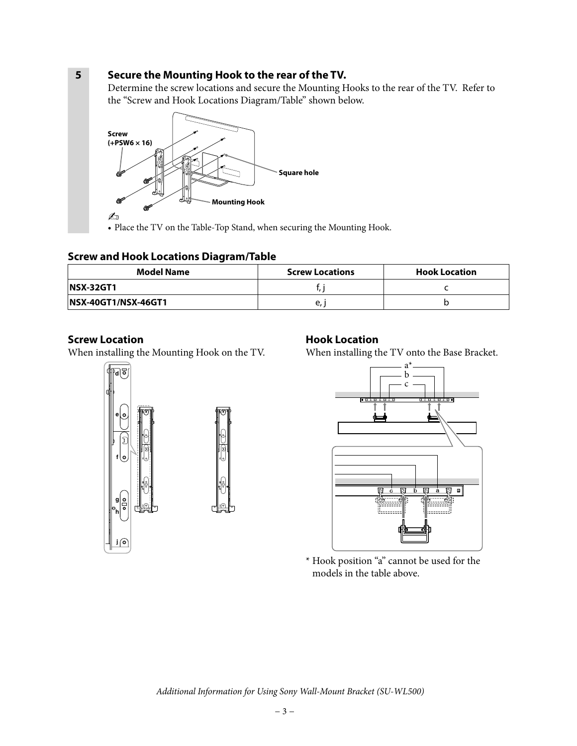## 5 Secure the Mounting Hook to the rear of the TV.

Determine the screw locations and secure the Mounting Hooks to the rear of the TV. Refer to the “Screw and Hook Locations Diagram/Table” shown below.

- Place the TV on the Table-Top Stand, when securing the Mounting Hook.

## Screw and Hook Locations Diagram/Table

| Model Name | Screw Locations | Hook Location |
|---|---|---|
| NSX-32GT1 | f, j | c |
| NSX-40GT1/NSX-46GT1 | e, j | b |

### Screw Location

When installing the Mounting Hook on the TV.

### Hook Location

When installing the TV onto the Base Bracket.

\* Hook position “a” cannot be used for the models in the table above.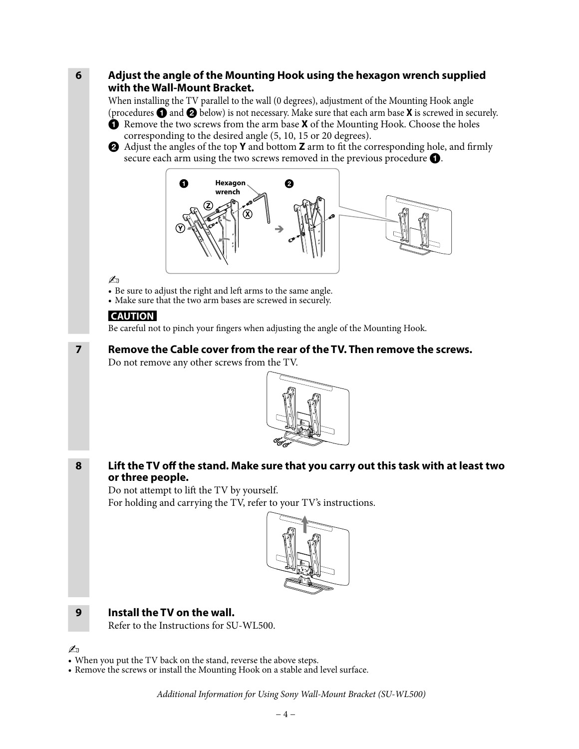## 6 Adjust the angle of the Mounting Hook using the hexagon wrench supplied with the Wall-Mount Bracket.

When installing the TV parallel to the wall (0 degrees), adjustment of the Mounting Hook angle (procedures ❶ and ❷ below) is not necessary. Make sure that each arm base **X** is screwed in securely.

❶ Remove the two screws from the arm base **X** of the Mounting Hook. Choose the holes corresponding to the desired angle (5, 10, 15 or 20 degrees).

❷ Adjust the angles of the top **Y** and bottom **Z** arm to fit the corresponding hole, and firmly secure each arm using the two screws removed in the previous procedure ❶.

❶ Hexagon wrench Z X Y ❷

✍

- Be sure to adjust the right and left arms to the same angle.
- Make sure that the two arm bases are screwed in securely.

**CAUTION**

Be careful not to pinch your fingers when adjusting the angle of the Mounting Hook.

## 7 Remove the Cable cover from the rear of the TV. Then remove the screws.

Do not remove any other screws from the TV.

## 8 Lift the TV off the stand. Make sure that you carry out this task with at least two or three people.

Do not attempt to lift the TV by yourself.
For holding and carrying the TV, refer to your TV's instructions.

## 9 Install the TV on the wall.

Refer to the Instructions for SU-WL500.

✍

- When you put the TV back on the stand, reverse the above steps.
- Remove the screws or install the Mounting Hook on a stable and level surface.